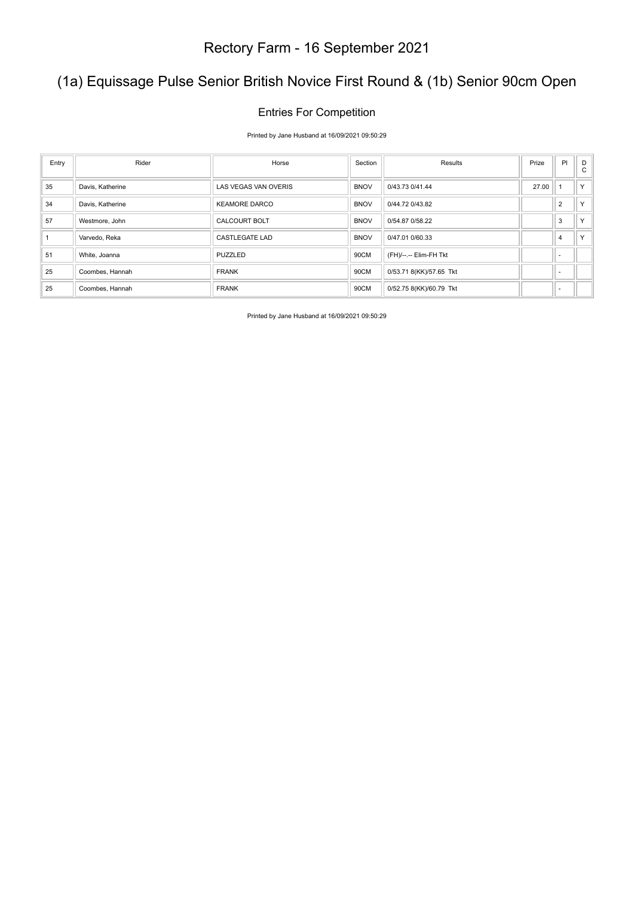# Rectory Farm - 16 September 2021

## (1a) Equissage Pulse Senior British Novice First Round & (1b) Senior 90cm Open

### Entries For Competition

Printed by Jane Husband at 16/09/2021 09:50:29

| Entry | Rider | Horse | Section | Results | Prize | Pl | DC |
|---|---|---|---|---|---|---|---|
| 35 | Davis, Katherine | LAS VEGAS VAN OVERIS | BNOV | 0/43.73 0/41.44 | 27.00 | 1 | Y |
| 34 | Davis, Katherine | KEAMORE DARCO | BNOV | 0/44.72 0/43.82 | | 2 | Y |
| 57 | Westmore, John | CALCOURT BOLT | BNOV | 0/54.87 0/58.22 | | 3 | Y |
| 1 | Varvedo, Reka | CASTLEGATE LAD | BNOV | 0/47.01 0/60.33 | | 4 | Y |
| 51 | White, Joanna | PUZZLED | 90CM | (FH)/--.-- Elim-FH Tkt | | - | |
| 25 | Coombes, Hannah | FRANK | 90CM | 0/53.71 8(KK)/57.65 Tkt | | - | |
| 25 | Coombes, Hannah | FRANK | 90CM | 0/52.75 8(KK)/60.79 Tkt | | - | |

Printed by Jane Husband at 16/09/2021 09:50:29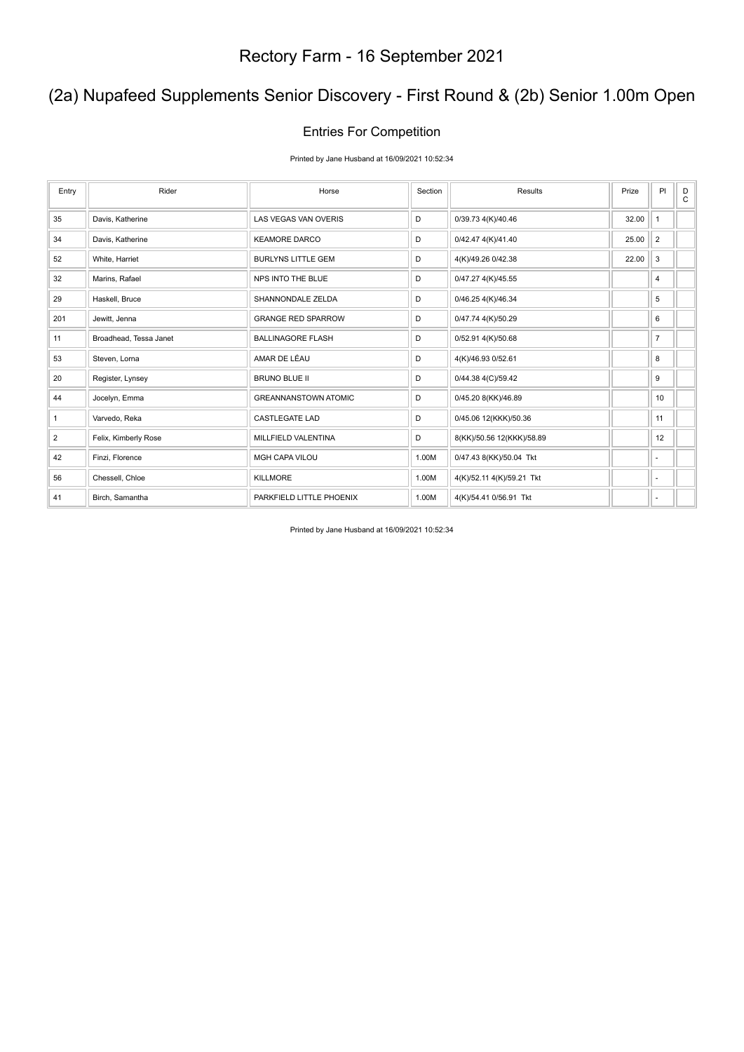# Rectory Farm - 16 September 2021

## (2a) Nupafeed Supplements Senior Discovery - First Round & (2b) Senior 1.00m Open

### Entries For Competition

Printed by Jane Husband at 16/09/2021 10:52:34

| Entry | Rider | Horse | Section | Results | Prize | Pl | DC |
|---|---|---|---|---|---|---|---|
| 35 | Davis, Katherine | LAS VEGAS VAN OVERIS | D | 0/39.73 4(K)/40.46 | 32.00 | 1 | |
| 34 | Davis, Katherine | KEAMORE DARCO | D | 0/42.47 4(K)/41.40 | 25.00 | 2 | |
| 52 | White, Harriet | BURLYNS LITTLE GEM | D | 4(K)/49.26 0/42.38 | 22.00 | 3 | |
| 32 | Marins, Rafael | NPS INTO THE BLUE | D | 0/47.27 4(K)/45.55 | | 4 | |
| 29 | Haskell, Bruce | SHANNONDALE ZELDA | D | 0/46.25 4(K)/46.34 | | 5 | |
| 201 | Jewitt, Jenna | GRANGE RED SPARROW | D | 0/47.74 4(K)/50.29 | | 6 | |
| 11 | Broadhead, Tessa Janet | BALLINAGORE FLASH | D | 0/52.91 4(K)/50.68 | | 7 | |
| 53 | Steven, Lorna | AMAR DE LÉAU | D | 4(K)/46.93 0/52.61 | | 8 | |
| 20 | Register, Lynsey | BRUNO BLUE II | D | 0/44.38 4(C)/59.42 | | 9 | |
| 44 | Jocelyn, Emma | GREANNANSTOWN ATOMIC | D | 0/45.20 8(KK)/46.89 | | 10 | |
| 1 | Varvedo, Reka | CASTLEGATE LAD | D | 0/45.06 12(KKK)/50.36 | | 11 | |
| 2 | Felix, Kimberly Rose | MILLFIELD VALENTINA | D | 8(KK)/50.56 12(KKK)/58.89 | | 12 | |
| 42 | Finzi, Florence | MGH CAPA VILOU | 1.00M | 0/47.43 8(KK)/50.04 Tkt | | - | |
| 56 | Chessell, Chloe | KILLMORE | 1.00M | 4(K)/52.11 4(K)/59.21 Tkt | | - | |
| 41 | Birch, Samantha | PARKFIELD LITTLE PHOENIX | 1.00M | 4(K)/54.41 0/56.91 Tkt | | - | |

Printed by Jane Husband at 16/09/2021 10:52:34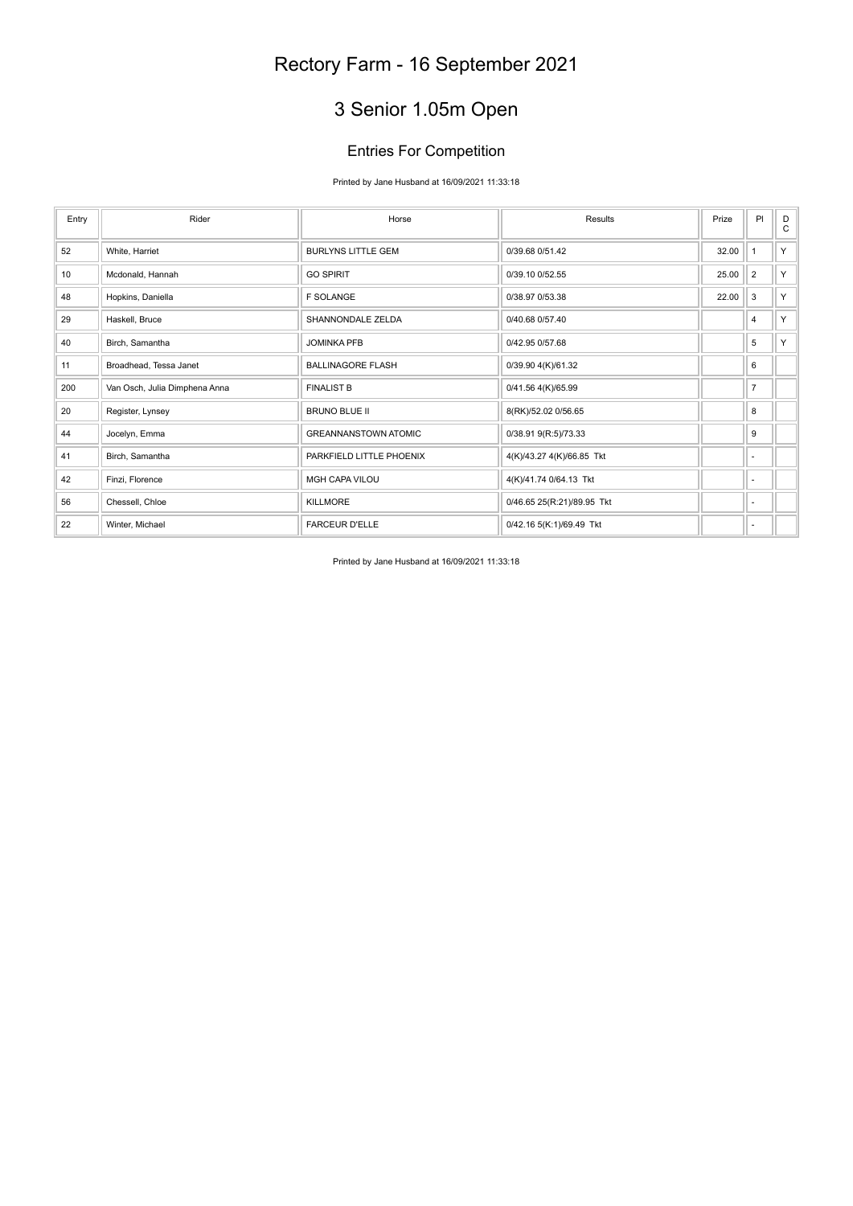# Rectory Farm - 16 September 2021

## 3 Senior 1.05m Open

### Entries For Competition

Printed by Jane Husband at 16/09/2021 11:33:18

| Entry | Rider | Horse | Results | Prize | Pl | D C |
|---|---|---|---|---|---|---|
| 52 | White, Harriet | BURLYNS LITTLE GEM | 0/39.68 0/51.42 | 32.00 | 1 | Y |
| 10 | Mcdonald, Hannah | GO SPIRIT | 0/39.10 0/52.55 | 25.00 | 2 | Y |
| 48 | Hopkins, Daniella | F SOLANGE | 0/38.97 0/53.38 | 22.00 | 3 | Y |
| 29 | Haskell, Bruce | SHANNONDALE ZELDA | 0/40.68 0/57.40 | | 4 | Y |
| 40 | Birch, Samantha | JOMINKA PFB | 0/42.95 0/57.68 | | 5 | Y |
| 11 | Broadhead, Tessa Janet | BALLINAGORE FLASH | 0/39.90 4(K)/61.32 | | 6 | |
| 200 | Van Osch, Julia Dimphena Anna | FINALIST B | 0/41.56 4(K)/65.99 | | 7 | |
| 20 | Register, Lynsey | BRUNO BLUE II | 8(RK)/52.02 0/56.65 | | 8 | |
| 44 | Jocelyn, Emma | GREANNANSTOWN ATOMIC | 0/38.91 9(R:5)/73.33 | | 9 | |
| 41 | Birch, Samantha | PARKFIELD LITTLE PHOENIX | 4(K)/43.27 4(K)/66.85 Tkt | | - | |
| 42 | Finzi, Florence | MGH CAPA VILOU | 4(K)/41.74 0/64.13 Tkt | | - | |
| 56 | Chessell, Chloe | KILLMORE | 0/46.65 25(R:21)/89.95 Tkt | | - | |
| 22 | Winter, Michael | FARCEUR D'ELLE | 0/42.16 5(K:1)/69.49 Tkt | | - | |

Printed by Jane Husband at 16/09/2021 11:33:18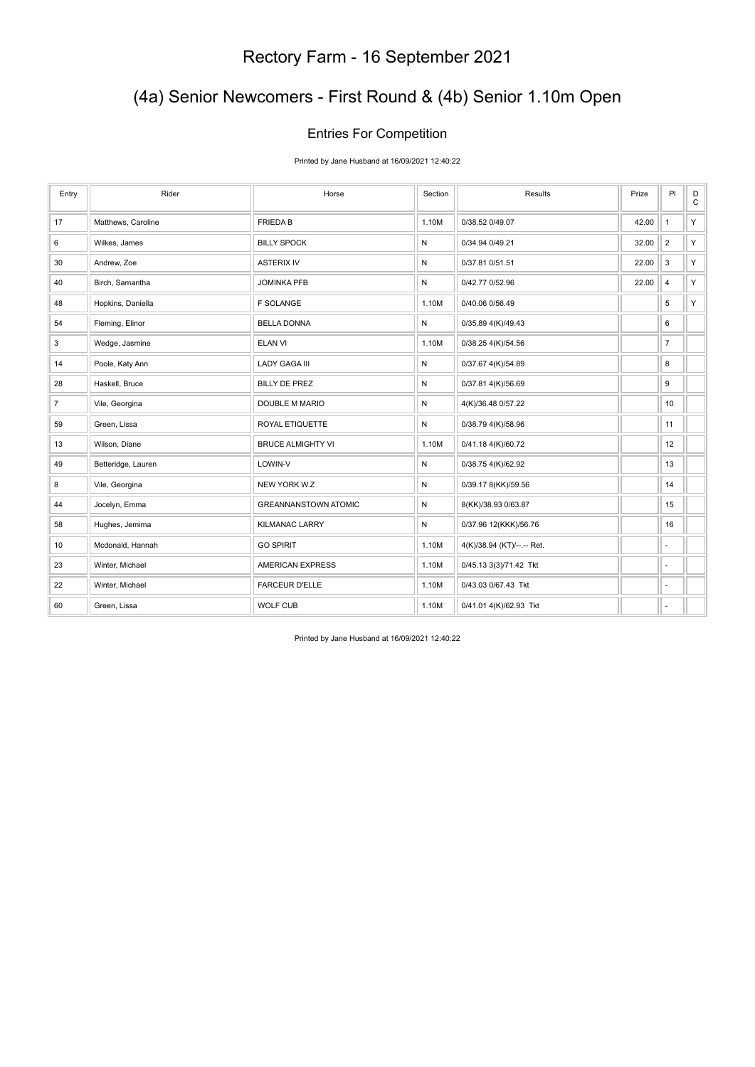# Rectory Farm - 16 September 2021

## (4a) Senior Newcomers - First Round & (4b) Senior 1.10m Open

### Entries For Competition

Printed by Jane Husband at 16/09/2021 12:40:22

| Entry | Rider | Horse | Section | Results | Prize | Pl | DC |
|---|---|---|---|---|---|---|---|
| 17 | Matthews, Caroline | FRIEDA B | 1.10M | 0/38.52 0/49.07 | 42.00 | 1 | Y |
| 6 | Wilkes, James | BILLY SPOCK | N | 0/34.94 0/49.21 | 32.00 | 2 | Y |
| 30 | Andrew, Zoe | ASTERIX IV | N | 0/37.81 0/51.51 | 22.00 | 3 | Y |
| 40 | Birch, Samantha | JOMINKA PFB | N | 0/42.77 0/52.96 | 22.00 | 4 | Y |
| 48 | Hopkins, Daniella | F SOLANGE | 1.10M | 0/40.06 0/56.49 | | 5 | Y |
| 54 | Fleming, Elinor | BELLA DONNA | N | 0/35.89 4(K)/49.43 | | 6 | |
| 3 | Wedge, Jasmine | ELAN VI | 1.10M | 0/38.25 4(K)/54.56 | | 7 | |
| 14 | Poole, Katy Ann | LADY GAGA III | N | 0/37.67 4(K)/54.89 | | 8 | |
| 28 | Haskell, Bruce | BILLY DE PREZ | N | 0/37.81 4(K)/56.69 | | 9 | |
| 7 | Vile, Georgina | DOUBLE M MARIO | N | 4(K)/36.48 0/57.22 | | 10 | |
| 59 | Green, Lissa | ROYAL ETIQUETTE | N | 0/38.79 4(K)/58.96 | | 11 | |
| 13 | Wilson, Diane | BRUCE ALMIGHTY VI | 1.10M | 0/41.18 4(K)/60.72 | | 12 | |
| 49 | Betteridge, Lauren | LOWIN-V | N | 0/38.75 4(K)/62.92 | | 13 | |
| 8 | Vile, Georgina | NEW YORK W.Z | N | 0/39.17 8(KK)/59.56 | | 14 | |
| 44 | Jocelyn, Emma | GREANNANSTOWN ATOMIC | N | 8(KK)/38.93 0/63.87 | | 15 | |
| 58 | Hughes, Jemima | KILMANAC LARRY | N | 0/37.96 12(KKK)/56.76 | | 16 | |
| 10 | Mcdonald, Hannah | GO SPIRIT | 1.10M | 4(K)/38.94 (KT)/--.-- Ret. | | - | |
| 23 | Winter, Michael | AMERICAN EXPRESS | 1.10M | 0/45.13 3(3)/71.42 Tkt | | - | |
| 22 | Winter, Michael | FARCEUR D'ELLE | 1.10M | 0/43.03 0/67.43 Tkt | | - | |
| 60 | Green, Lissa | WOLF CUB | 1.10M | 0/41.01 4(K)/62.93 Tkt | | - | |

Printed by Jane Husband at 16/09/2021 12:40:22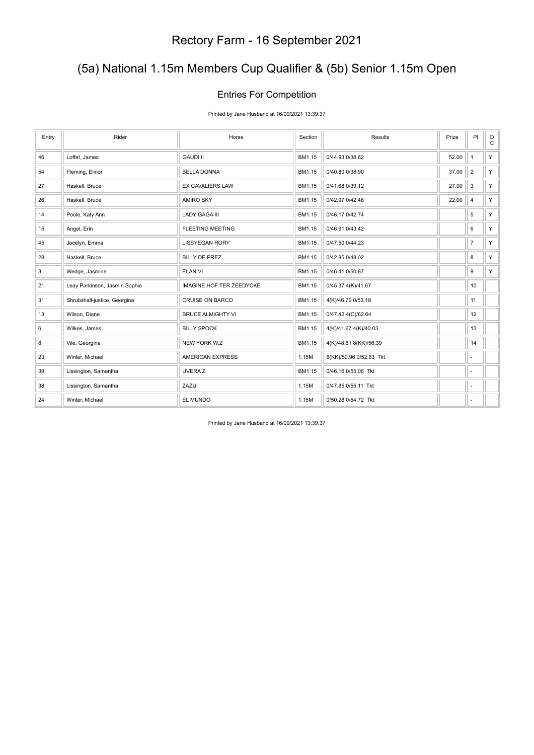# Rectory Farm - 16 September 2021

## (5a) National 1.15m Members Cup Qualifier & (5b) Senior 1.15m Open

### Entries For Competition

Printed by Jane Husband at 16/09/2021 13:39:37

| Entry | Rider | Horse | Section | Results | Prize | Pl | DC |
|---|---|---|---|---|---|---|---|
| 46 | Loffet, James | GAUDI II | BM1.15 | 0/44.93 0/38.62 | 52.00 | 1 | Y |
| 54 | Fleming, Elinor | BELLA DONNA | BM1.15 | 0/40.80 0/38.90 | 37.00 | 2 | Y |
| 27 | Haskell, Bruce | EX CAVALIERS LAW | BM1.15 | 0/41.68 0/39.12 | 27.00 | 3 | Y |
| 26 | Haskell, Bruce | AMIRO SKY | BM1.15 | 0/42.97 0/42.46 | 22.00 | 4 | Y |
| 14 | Poole, Katy Ann | LADY GAGA III | BM1.15 | 0/46.17 0/42.74 | | 5 | Y |
| 15 | Angel, Erin | FLEETING MEETING | BM1.15 | 0/46.91 0/43.42 | | 6 | Y |
| 45 | Jocelyn, Emma | LISSYEGAN RORY | BM1.15 | 0/47.50 0/44.23 | | 7 | Y |
| 28 | Haskell, Bruce | BILLY DE PREZ | BM1.15 | 0/42.85 0/48.02 | | 8 | Y |
| 3 | Wedge, Jasmine | ELAN VI | BM1.15 | 0/46.41 0/50.87 | | 9 | Y |
| 21 | Leay Parkinson, Jasmin Sophie | IMAGINE HOF TER ZEEDYCKE | BM1.15 | 0/45.37 4(K)/41.67 | | 10 | |
| 31 | Shrubshall-justice, Georgina | CRUISE ON BARCO | BM1.15 | 4(K)/46.79 0/53.18 | | 11 | |
| 13 | Wilson, Diane | BRUCE ALMIGHTY VI | BM1.15 | 0/47.42 4(C)/62.64 | | 12 | |
| 6 | Wilkes, James | BILLY SPOCK | BM1.15 | 4(K)/41.67 4(K)/40.03 | | 13 | |
| 8 | Vile, Georgina | NEW YORK W.Z | BM1.15 | 4(K)/48.61 8(KK)/56.39 | | 14 | |
| 23 | Winter, Michael | AMERICAN EXPRESS | 1.15M | 8(KK)/50.96 0/52.83 Tkt | | - | |
| 39 | Lissington, Samantha | UVERA Z | BM1.15 | 0/46.16 0/55.06 Tkt | | - | |
| 38 | Lissington, Samantha | ZAZU | 1.15M | 0/47.85 0/55.11 Tkt | | - | |
| 24 | Winter, Michael | EL MUNDO | 1.15M | 0/50.28 0/54.72 Tkt | | - | |

Printed by Jane Husband at 16/09/2021 13:39:37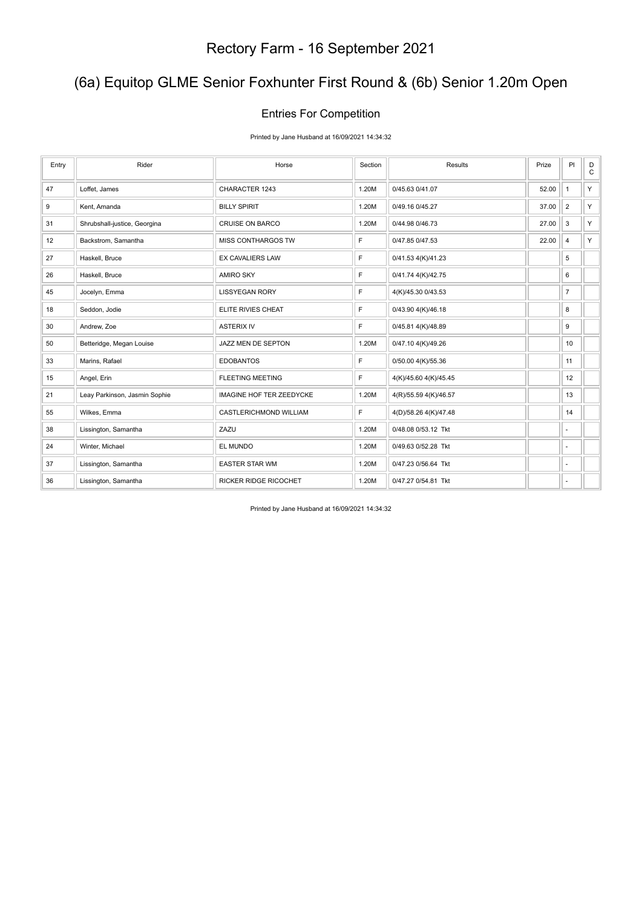# Rectory Farm - 16 September 2021

## (6a) Equitop GLME Senior Foxhunter First Round & (6b) Senior 1.20m Open

### Entries For Competition

Printed by Jane Husband at 16/09/2021 14:34:32

| Entry | Rider | Horse | Section | Results | Prize | Pl | DC |
|---|---|---|---|---|---|---|---|
| 47 | Loffet, James | CHARACTER 1243 | 1.20M | 0/45.63 0/41.07 | 52.00 | 1 | Y |
| 9 | Kent, Amanda | BILLY SPIRIT | 1.20M | 0/49.16 0/45.27 | 37.00 | 2 | Y |
| 31 | Shrubshall-justice, Georgina | CRUISE ON BARCO | 1.20M | 0/44.98 0/46.73 | 27.00 | 3 | Y |
| 12 | Backstrom, Samantha | MISS CONTHARGOS TW | F | 0/47.85 0/47.53 | 22.00 | 4 | Y |
| 27 | Haskell, Bruce | EX CAVALIERS LAW | F | 0/41.53 4(K)/41.23 | | 5 | |
| 26 | Haskell, Bruce | AMIRO SKY | F | 0/41.74 4(K)/42.75 | | 6 | |
| 45 | Jocelyn, Emma | LISSYEGAN RORY | F | 4(K)/45.30 0/43.53 | | 7 | |
| 18 | Seddon, Jodie | ELITE RIVIES CHEAT | F | 0/43.90 4(K)/46.18 | | 8 | |
| 30 | Andrew, Zoe | ASTERIX IV | F | 0/45.81 4(K)/48.89 | | 9 | |
| 50 | Betteridge, Megan Louise | JAZZ MEN DE SEPTON | 1.20M | 0/47.10 4(K)/49.26 | | 10 | |
| 33 | Marins, Rafael | EDOBANTOS | F | 0/50.00 4(K)/55.36 | | 11 | |
| 15 | Angel, Erin | FLEETING MEETING | F | 4(K)/45.60 4(K)/45.45 | | 12 | |
| 21 | Leay Parkinson, Jasmin Sophie | IMAGINE HOF TER ZEEDYCKE | 1.20M | 4(R)/55.59 4(K)/46.57 | | 13 | |
| 55 | Wilkes, Emma | CASTLERICHMOND WILLIAM | F | 4(D)/58.26 4(K)/47.48 | | 14 | |
| 38 | Lissington, Samantha | ZAZU | 1.20M | 0/48.08 0/53.12 Tkt | | - | |
| 24 | Winter, Michael | EL MUNDO | 1.20M | 0/49.63 0/52.28 Tkt | | - | |
| 37 | Lissington, Samantha | EASTER STAR WM | 1.20M | 0/47.23 0/56.64 Tkt | | - | |
| 36 | Lissington, Samantha | RICKER RIDGE RICOCHET | 1.20M | 0/47.27 0/54.81 Tkt | | - | |

Printed by Jane Husband at 16/09/2021 14:34:32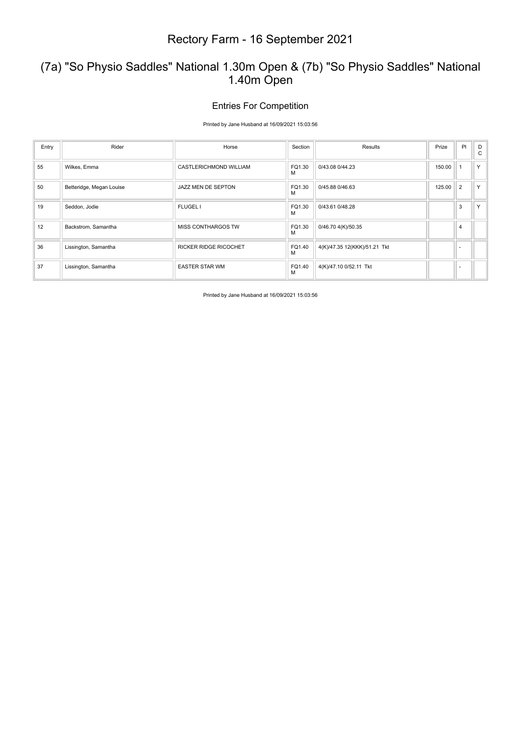# Rectory Farm - 16 September 2021

## (7a) "So Physio Saddles" National 1.30m Open & (7b) "So Physio Saddles" National 1.40m Open

### Entries For Competition

Printed by Jane Husband at 16/09/2021 15:03:56

| Entry | Rider | Horse | Section | Results | Prize | Pl | DC |
|---|---|---|---|---|---|---|---|
| 55 | Wilkes, Emma | CASTLERICHMOND WILLIAM | FQ1.30M | 0/43.08 0/44.23 | 150.00 | 1 | Y |
| 50 | Betteridge, Megan Louise | JAZZ MEN DE SEPTON | FQ1.30M | 0/45.88 0/46.63 | 125.00 | 2 | Y |
| 19 | Seddon, Jodie | FLUGEL I | FQ1.30M | 0/43.61 0/48.28 | | 3 | Y |
| 12 | Backstrom, Samantha | MISS CONTHARGOS TW | FQ1.30M | 0/46.70 4(K)/50.35 | | 4 | |
| 36 | Lissington, Samantha | RICKER RIDGE RICOCHET | FQ1.40M | 4(K)/47.35 12(KKK)/51.21 Tkt | | - | |
| 37 | Lissington, Samantha | EASTER STAR WM | FQ1.40M | 4(K)/47.10 0/52.11 Tkt | | - | |

Printed by Jane Husband at 16/09/2021 15:03:56